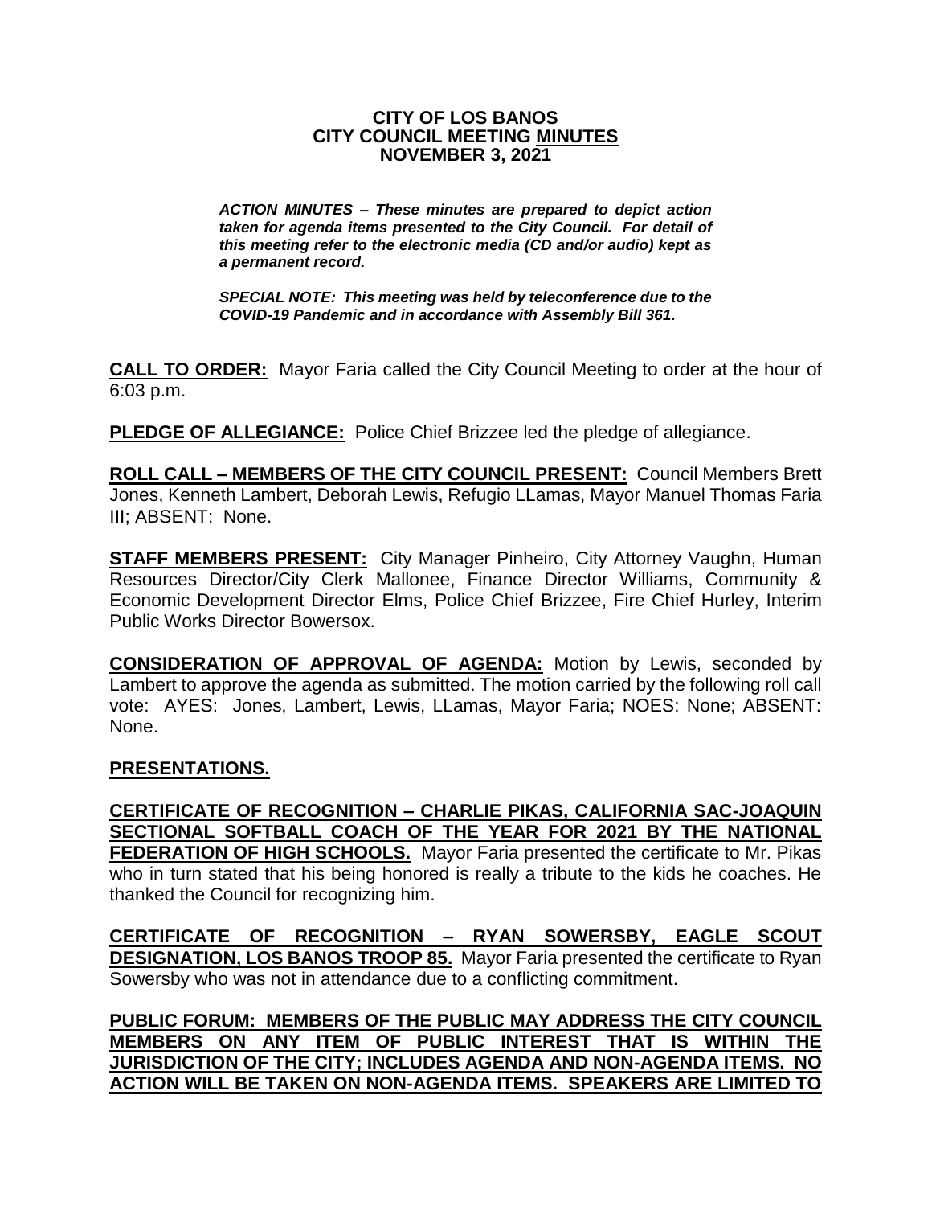# CITY OF LOS BANOS
## CITY COUNCIL MEETING MINUTES
## NOVEMBER 3, 2021

***ACTION MINUTES – These minutes are prepared to depict action taken for agenda items presented to the City Council. For detail of this meeting refer to the electronic media (CD and/or audio) kept as a permanent record.***

***SPECIAL NOTE: This meeting was held by teleconference due to the COVID-19 Pandemic and in accordance with Assembly Bill 361.***

**CALL TO ORDER:** Mayor Faria called the City Council Meeting to order at the hour of 6:03 p.m.

**PLEDGE OF ALLEGIANCE:** Police Chief Brizzee led the pledge of allegiance.

**ROLL CALL – MEMBERS OF THE CITY COUNCIL PRESENT:** Council Members Brett Jones, Kenneth Lambert, Deborah Lewis, Refugio LLamas, Mayor Manuel Thomas Faria III; ABSENT: None.

**STAFF MEMBERS PRESENT:** City Manager Pinheiro, City Attorney Vaughn, Human Resources Director/City Clerk Mallonee, Finance Director Williams, Community & Economic Development Director Elms, Police Chief Brizzee, Fire Chief Hurley, Interim Public Works Director Bowersox.

**CONSIDERATION OF APPROVAL OF AGENDA:** Motion by Lewis, seconded by Lambert to approve the agenda as submitted. The motion carried by the following roll call vote: AYES: Jones, Lambert, Lewis, LLamas, Mayor Faria; NOES: None; ABSENT: None.

**PRESENTATIONS.**

**CERTIFICATE OF RECOGNITION – CHARLIE PIKAS, CALIFORNIA SAC-JOAQUIN SECTIONAL SOFTBALL COACH OF THE YEAR FOR 2021 BY THE NATIONAL FEDERATION OF HIGH SCHOOLS.** Mayor Faria presented the certificate to Mr. Pikas who in turn stated that his being honored is really a tribute to the kids he coaches. He thanked the Council for recognizing him.

**CERTIFICATE OF RECOGNITION – RYAN SOWERSBY, EAGLE SCOUT DESIGNATION, LOS BANOS TROOP 85.** Mayor Faria presented the certificate to Ryan Sowersby who was not in attendance due to a conflicting commitment.

**PUBLIC FORUM: MEMBERS OF THE PUBLIC MAY ADDRESS THE CITY COUNCIL MEMBERS ON ANY ITEM OF PUBLIC INTEREST THAT IS WITHIN THE JURISDICTION OF THE CITY; INCLUDES AGENDA AND NON-AGENDA ITEMS. NO ACTION WILL BE TAKEN ON NON-AGENDA ITEMS. SPEAKERS ARE LIMITED TO**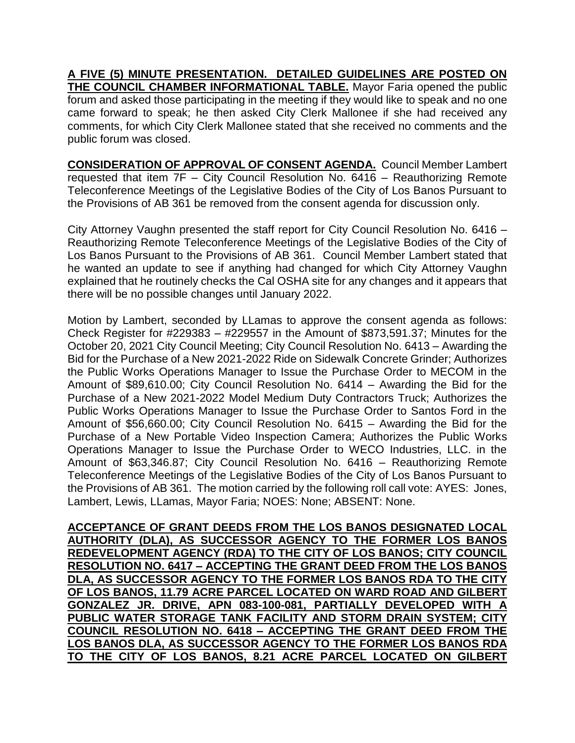**A FIVE (5) MINUTE PRESENTATION. DETAILED GUIDELINES ARE POSTED ON THE COUNCIL CHAMBER INFORMATIONAL TABLE.** Mayor Faria opened the public forum and asked those participating in the meeting if they would like to speak and no one came forward to speak; he then asked City Clerk Mallonee if she had received any comments, for which City Clerk Mallonee stated that she received no comments and the public forum was closed.

**CONSIDERATION OF APPROVAL OF CONSENT AGENDA.** Council Member Lambert requested that item 7F – City Council Resolution No. 6416 – Reauthorizing Remote Teleconference Meetings of the Legislative Bodies of the City of Los Banos Pursuant to the Provisions of AB 361 be removed from the consent agenda for discussion only.

City Attorney Vaughn presented the staff report for City Council Resolution No. 6416 – Reauthorizing Remote Teleconference Meetings of the Legislative Bodies of the City of Los Banos Pursuant to the Provisions of AB 361. Council Member Lambert stated that he wanted an update to see if anything had changed for which City Attorney Vaughn explained that he routinely checks the Cal OSHA site for any changes and it appears that there will be no possible changes until January 2022.

Motion by Lambert, seconded by LLamas to approve the consent agenda as follows: Check Register for #229383 – #229557 in the Amount of $873,591.37; Minutes for the October 20, 2021 City Council Meeting; City Council Resolution No. 6413 – Awarding the Bid for the Purchase of a New 2021-2022 Ride on Sidewalk Concrete Grinder; Authorizes the Public Works Operations Manager to Issue the Purchase Order to MECOM in the Amount of $89,610.00; City Council Resolution No. 6414 – Awarding the Bid for the Purchase of a New 2021-2022 Model Medium Duty Contractors Truck; Authorizes the Public Works Operations Manager to Issue the Purchase Order to Santos Ford in the Amount of $56,660.00; City Council Resolution No. 6415 – Awarding the Bid for the Purchase of a New Portable Video Inspection Camera; Authorizes the Public Works Operations Manager to Issue the Purchase Order to WECO Industries, LLC. in the Amount of $63,346.87; City Council Resolution No. 6416 – Reauthorizing Remote Teleconference Meetings of the Legislative Bodies of the City of Los Banos Pursuant to the Provisions of AB 361. The motion carried by the following roll call vote: AYES: Jones, Lambert, Lewis, LLamas, Mayor Faria; NOES: None; ABSENT: None.

**ACCEPTANCE OF GRANT DEEDS FROM THE LOS BANOS DESIGNATED LOCAL AUTHORITY (DLA), AS SUCCESSOR AGENCY TO THE FORMER LOS BANOS REDEVELOPMENT AGENCY (RDA) TO THE CITY OF LOS BANOS; CITY COUNCIL RESOLUTION NO. 6417 – ACCEPTING THE GRANT DEED FROM THE LOS BANOS DLA, AS SUCCESSOR AGENCY TO THE FORMER LOS BANOS RDA TO THE CITY OF LOS BANOS, 11.79 ACRE PARCEL LOCATED ON WARD ROAD AND GILBERT GONZALEZ JR. DRIVE, APN 083-100-081, PARTIALLY DEVELOPED WITH A PUBLIC WATER STORAGE TANK FACILITY AND STORM DRAIN SYSTEM; CITY COUNCIL RESOLUTION NO. 6418 – ACCEPTING THE GRANT DEED FROM THE LOS BANOS DLA, AS SUCCESSOR AGENCY TO THE FORMER LOS BANOS RDA TO THE CITY OF LOS BANOS, 8.21 ACRE PARCEL LOCATED ON GILBERT**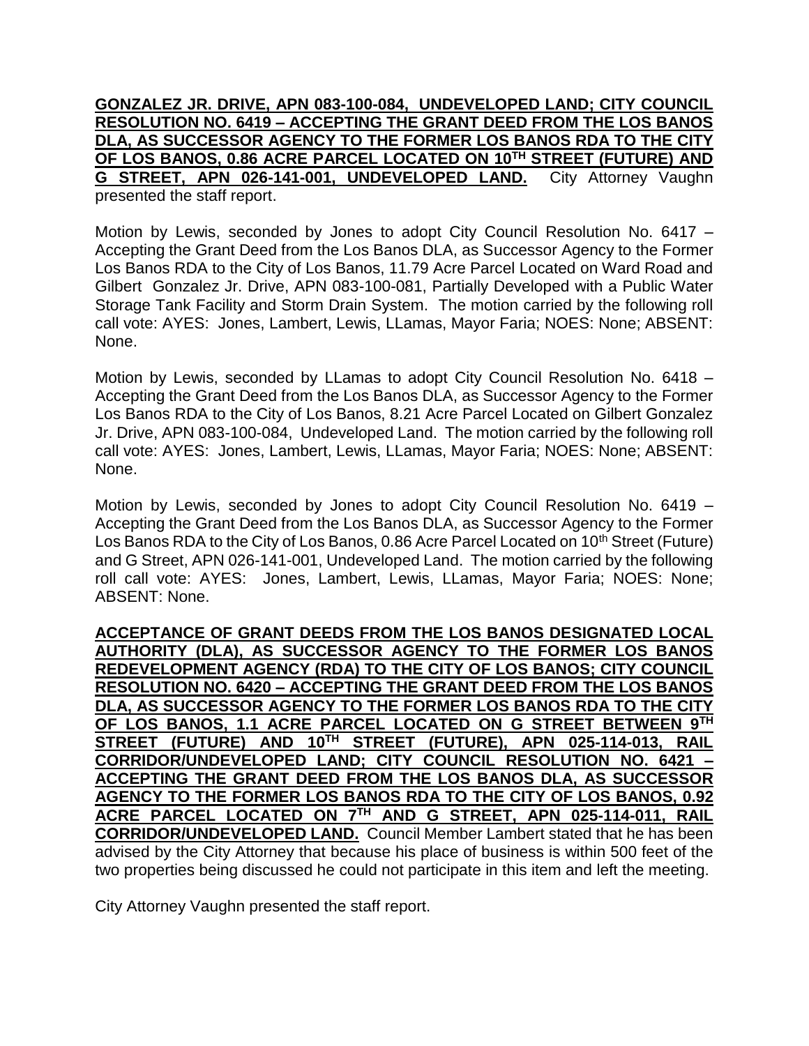**GONZALEZ JR. DRIVE, APN 083-100-084, UNDEVELOPED LAND; CITY COUNCIL RESOLUTION NO. 6419 – ACCEPTING THE GRANT DEED FROM THE LOS BANOS DLA, AS SUCCESSOR AGENCY TO THE FORMER LOS BANOS RDA TO THE CITY OF LOS BANOS, 0.86 ACRE PARCEL LOCATED ON 10TH STREET (FUTURE) AND G STREET, APN 026-141-001, UNDEVELOPED LAND.** City Attorney Vaughn presented the staff report.

Motion by Lewis, seconded by Jones to adopt City Council Resolution No. 6417 – Accepting the Grant Deed from the Los Banos DLA, as Successor Agency to the Former Los Banos RDA to the City of Los Banos, 11.79 Acre Parcel Located on Ward Road and Gilbert Gonzalez Jr. Drive, APN 083-100-081, Partially Developed with a Public Water Storage Tank Facility and Storm Drain System. The motion carried by the following roll call vote: AYES: Jones, Lambert, Lewis, LLamas, Mayor Faria; NOES: None; ABSENT: None.

Motion by Lewis, seconded by LLamas to adopt City Council Resolution No. 6418 – Accepting the Grant Deed from the Los Banos DLA, as Successor Agency to the Former Los Banos RDA to the City of Los Banos, 8.21 Acre Parcel Located on Gilbert Gonzalez Jr. Drive, APN 083-100-084, Undeveloped Land. The motion carried by the following roll call vote: AYES: Jones, Lambert, Lewis, LLamas, Mayor Faria; NOES: None; ABSENT: None.

Motion by Lewis, seconded by Jones to adopt City Council Resolution No. 6419 – Accepting the Grant Deed from the Los Banos DLA, as Successor Agency to the Former Los Banos RDA to the City of Los Banos, 0.86 Acre Parcel Located on 10th Street (Future) and G Street, APN 026-141-001, Undeveloped Land. The motion carried by the following roll call vote: AYES: Jones, Lambert, Lewis, LLamas, Mayor Faria; NOES: None; ABSENT: None.

**ACCEPTANCE OF GRANT DEEDS FROM THE LOS BANOS DESIGNATED LOCAL AUTHORITY (DLA), AS SUCCESSOR AGENCY TO THE FORMER LOS BANOS REDEVELOPMENT AGENCY (RDA) TO THE CITY OF LOS BANOS; CITY COUNCIL RESOLUTION NO. 6420 – ACCEPTING THE GRANT DEED FROM THE LOS BANOS DLA, AS SUCCESSOR AGENCY TO THE FORMER LOS BANOS RDA TO THE CITY OF LOS BANOS, 1.1 ACRE PARCEL LOCATED ON G STREET BETWEEN 9TH STREET (FUTURE) AND 10TH STREET (FUTURE), APN 025-114-013, RAIL CORRIDOR/UNDEVELOPED LAND; CITY COUNCIL RESOLUTION NO. 6421 – ACCEPTING THE GRANT DEED FROM THE LOS BANOS DLA, AS SUCCESSOR AGENCY TO THE FORMER LOS BANOS RDA TO THE CITY OF LOS BANOS, 0.92 ACRE PARCEL LOCATED ON 7TH AND G STREET, APN 025-114-011, RAIL CORRIDOR/UNDEVELOPED LAND.** Council Member Lambert stated that he has been advised by the City Attorney that because his place of business is within 500 feet of the two properties being discussed he could not participate in this item and left the meeting.

City Attorney Vaughn presented the staff report.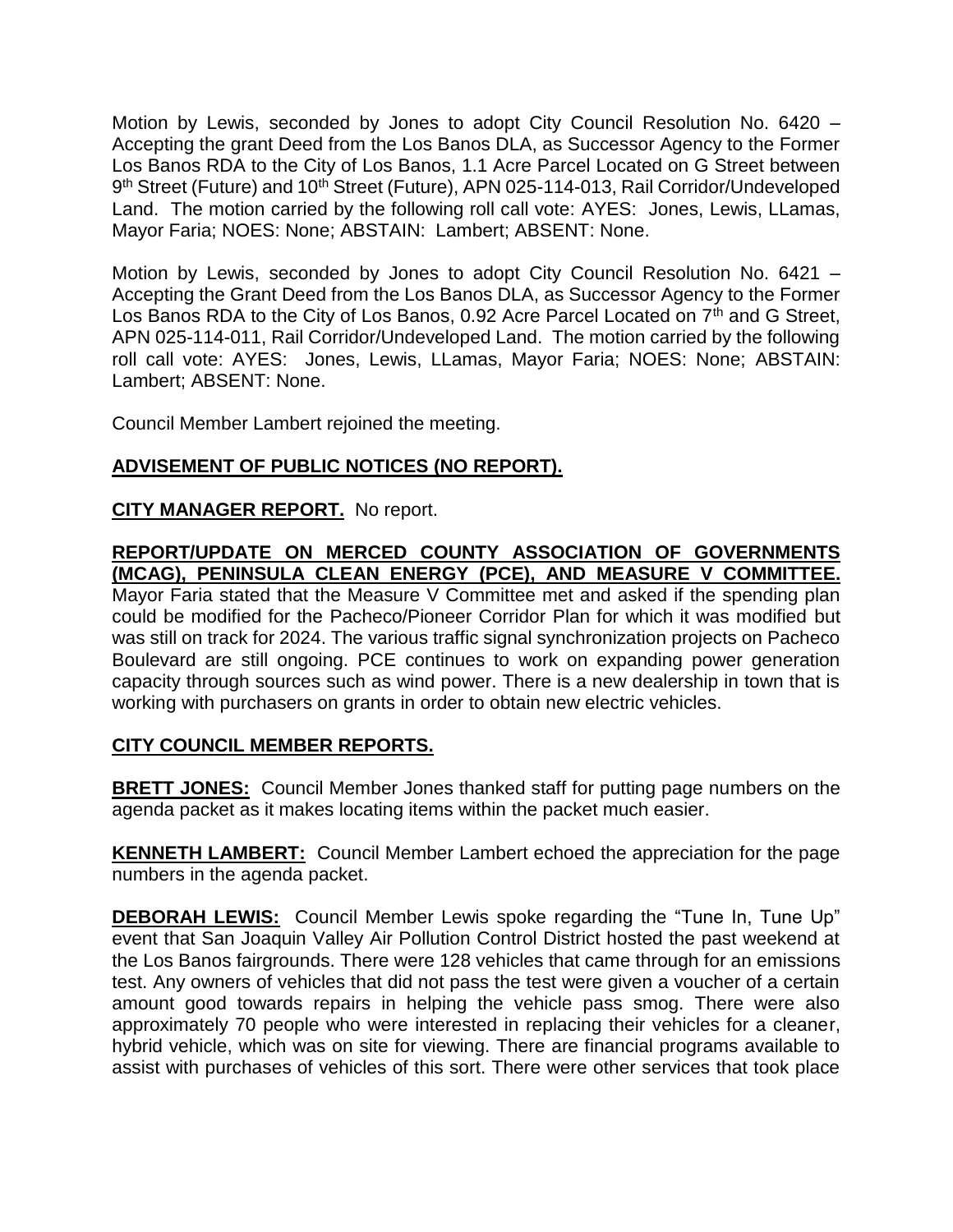Motion by Lewis, seconded by Jones to adopt City Council Resolution No. 6420 – Accepting the grant Deed from the Los Banos DLA, as Successor Agency to the Former Los Banos RDA to the City of Los Banos, 1.1 Acre Parcel Located on G Street between 9th Street (Future) and 10th Street (Future), APN 025-114-013, Rail Corridor/Undeveloped Land. The motion carried by the following roll call vote: AYES: Jones, Lewis, LLamas, Mayor Faria; NOES: None; ABSTAIN: Lambert; ABSENT: None.

Motion by Lewis, seconded by Jones to adopt City Council Resolution No. 6421 – Accepting the Grant Deed from the Los Banos DLA, as Successor Agency to the Former Los Banos RDA to the City of Los Banos, 0.92 Acre Parcel Located on 7th and G Street, APN 025-114-011, Rail Corridor/Undeveloped Land. The motion carried by the following roll call vote: AYES: Jones, Lewis, LLamas, Mayor Faria; NOES: None; ABSTAIN: Lambert; ABSENT: None.

Council Member Lambert rejoined the meeting.

**ADVISEMENT OF PUBLIC NOTICES (NO REPORT).**

**CITY MANAGER REPORT.** No report.

**REPORT/UPDATE ON MERCED COUNTY ASSOCIATION OF GOVERNMENTS (MCAG), PENINSULA CLEAN ENERGY (PCE), AND MEASURE V COMMITTEE.** Mayor Faria stated that the Measure V Committee met and asked if the spending plan could be modified for the Pacheco/Pioneer Corridor Plan for which it was modified but was still on track for 2024. The various traffic signal synchronization projects on Pacheco Boulevard are still ongoing. PCE continues to work on expanding power generation capacity through sources such as wind power. There is a new dealership in town that is working with purchasers on grants in order to obtain new electric vehicles.

**CITY COUNCIL MEMBER REPORTS.**

**BRETT JONES:** Council Member Jones thanked staff for putting page numbers on the agenda packet as it makes locating items within the packet much easier.

**KENNETH LAMBERT:** Council Member Lambert echoed the appreciation for the page numbers in the agenda packet.

**DEBORAH LEWIS:** Council Member Lewis spoke regarding the "Tune In, Tune Up" event that San Joaquin Valley Air Pollution Control District hosted the past weekend at the Los Banos fairgrounds. There were 128 vehicles that came through for an emissions test. Any owners of vehicles that did not pass the test were given a voucher of a certain amount good towards repairs in helping the vehicle pass smog. There were also approximately 70 people who were interested in replacing their vehicles for a cleaner, hybrid vehicle, which was on site for viewing. There are financial programs available to assist with purchases of vehicles of this sort. There were other services that took place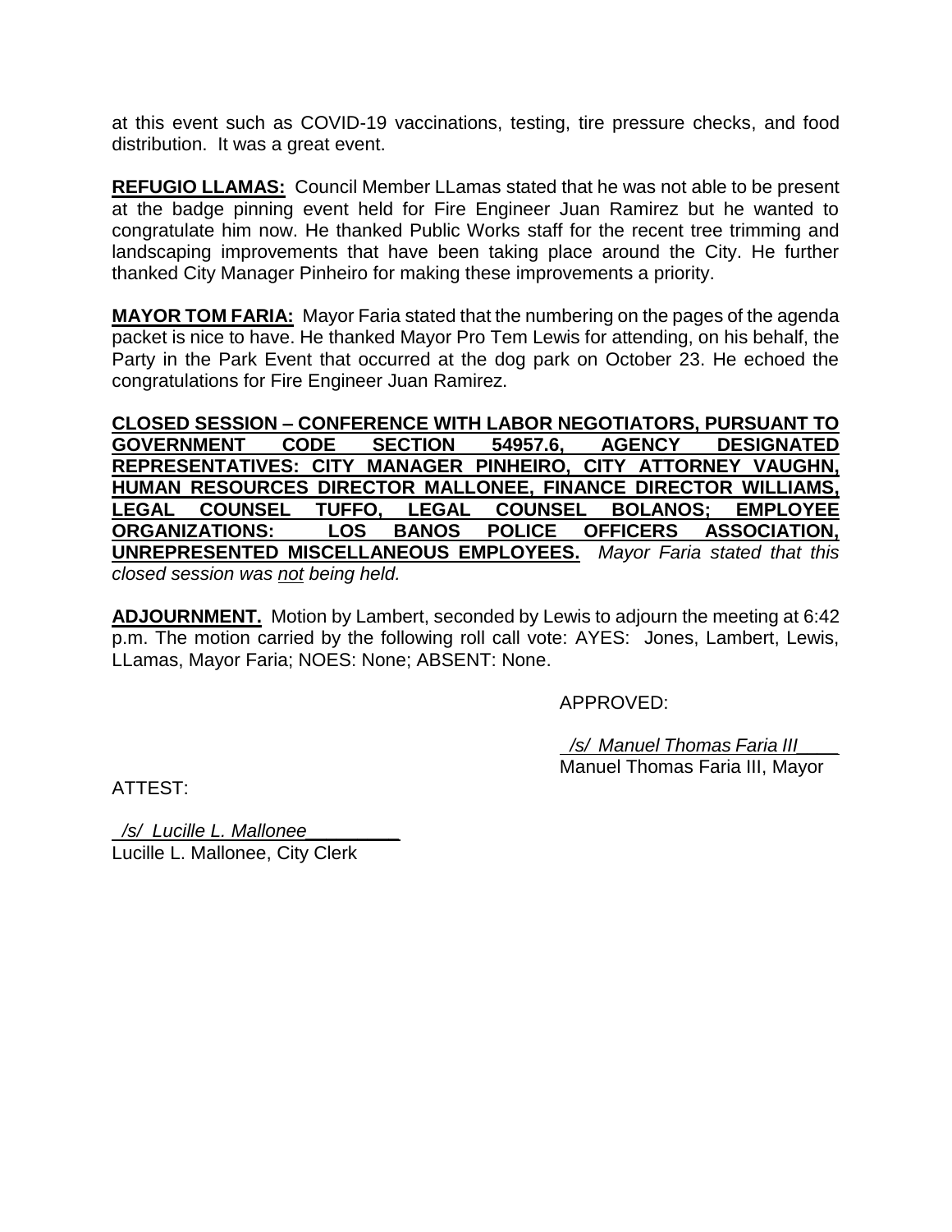at this event such as COVID-19 vaccinations, testing, tire pressure checks, and food distribution. It was a great event.

**REFUGIO LLAMAS:** Council Member LLamas stated that he was not able to be present at the badge pinning event held for Fire Engineer Juan Ramirez but he wanted to congratulate him now. He thanked Public Works staff for the recent tree trimming and landscaping improvements that have been taking place around the City. He further thanked City Manager Pinheiro for making these improvements a priority.

**MAYOR TOM FARIA:** Mayor Faria stated that the numbering on the pages of the agenda packet is nice to have. He thanked Mayor Pro Tem Lewis for attending, on his behalf, the Party in the Park Event that occurred at the dog park on October 23. He echoed the congratulations for Fire Engineer Juan Ramirez.

**CLOSED SESSION – CONFERENCE WITH LABOR NEGOTIATORS, PURSUANT TO GOVERNMENT CODE SECTION 54957.6, AGENCY DESIGNATED REPRESENTATIVES: CITY MANAGER PINHEIRO, CITY ATTORNEY VAUGHN, HUMAN RESOURCES DIRECTOR MALLONEE, FINANCE DIRECTOR WILLIAMS, LEGAL COUNSEL TUFFO, LEGAL COUNSEL BOLANOS; EMPLOYEE ORGANIZATIONS: LOS BANOS POLICE OFFICERS ASSOCIATION, UNREPRESENTED MISCELLANEOUS EMPLOYEES.** *Mayor Faria stated that this closed session was not being held.*

**ADJOURNMENT.** Motion by Lambert, seconded by Lewis to adjourn the meeting at 6:42 p.m. The motion carried by the following roll call vote: AYES: Jones, Lambert, Lewis, LLamas, Mayor Faria; NOES: None; ABSENT: None.

APPROVED:

*/s/ Manuel Thomas Faria III*
Manuel Thomas Faria III, Mayor

ATTEST:

*/s/ Lucille L. Mallonee*
Lucille L. Mallonee, City Clerk